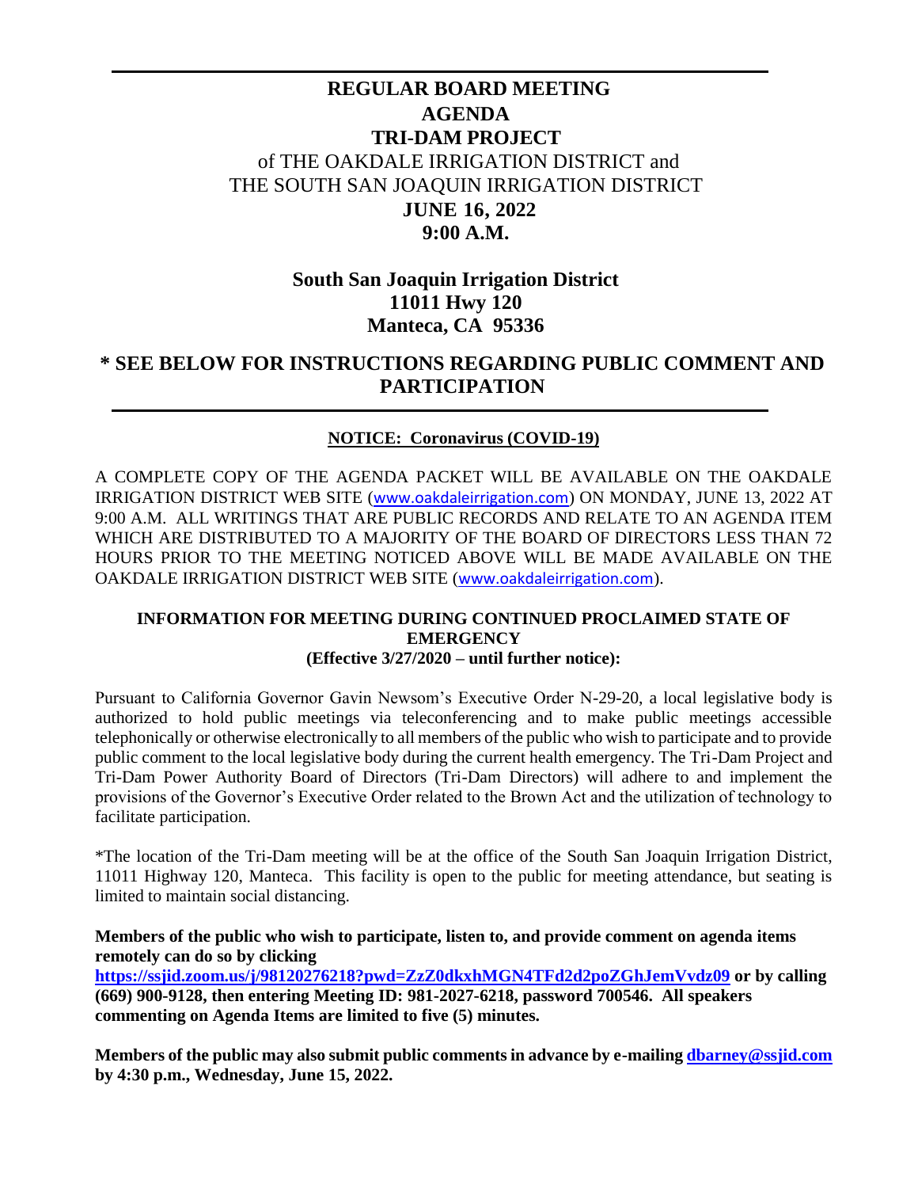# REGULAR BOARD MEETING
# AGENDA
# TRI-DAM PROJECT

of THE OAKDALE IRRIGATION DISTRICT and
THE SOUTH SAN JOAQUIN IRRIGATION DISTRICT

**JUNE 16, 2022**
**9:00 A.M.**

**South San Joaquin Irrigation District**
**11011 Hwy 120**
**Manteca, CA 95336**

## * SEE BELOW FOR INSTRUCTIONS REGARDING PUBLIC COMMENT AND PARTICIPATION

**NOTICE: Coronavirus (COVID-19)**

A COMPLETE COPY OF THE AGENDA PACKET WILL BE AVAILABLE ON THE OAKDALE IRRIGATION DISTRICT WEB SITE (www.oakdaleirrigation.com) ON MONDAY, JUNE 13, 2022 AT 9:00 A.M. ALL WRITINGS THAT ARE PUBLIC RECORDS AND RELATE TO AN AGENDA ITEM WHICH ARE DISTRIBUTED TO A MAJORITY OF THE BOARD OF DIRECTORS LESS THAN 72 HOURS PRIOR TO THE MEETING NOTICED ABOVE WILL BE MADE AVAILABLE ON THE OAKDALE IRRIGATION DISTRICT WEB SITE (www.oakdaleirrigation.com).

### INFORMATION FOR MEETING DURING CONTINUED PROCLAIMED STATE OF EMERGENCY (Effective 3/27/2020 – until further notice):

Pursuant to California Governor Gavin Newsom's Executive Order N-29-20, a local legislative body is authorized to hold public meetings via teleconferencing and to make public meetings accessible telephonically or otherwise electronically to all members of the public who wish to participate and to provide public comment to the local legislative body during the current health emergency. The Tri-Dam Project and Tri-Dam Power Authority Board of Directors (Tri-Dam Directors) will adhere to and implement the provisions of the Governor's Executive Order related to the Brown Act and the utilization of technology to facilitate participation.

*The location of the Tri-Dam meeting will be at the office of the South San Joaquin Irrigation District, 11011 Highway 120, Manteca. This facility is open to the public for meeting attendance, but seating is limited to maintain social distancing.

**Members of the public who wish to participate, listen to, and provide comment on agenda items remotely can do so by clicking https://ssjid.zoom.us/j/98120276218?pwd=ZzZ0dkxhMGN4TFd2d2poZGhJemVvdz09 or by calling (669) 900-9128, then entering Meeting ID: 981-2027-6218, password 700546. All speakers commenting on Agenda Items are limited to five (5) minutes.**

**Members of the public may also submit public comments in advance by e-mailing dbarney@ssjid.com by 4:30 p.m., Wednesday, June 15, 2022.**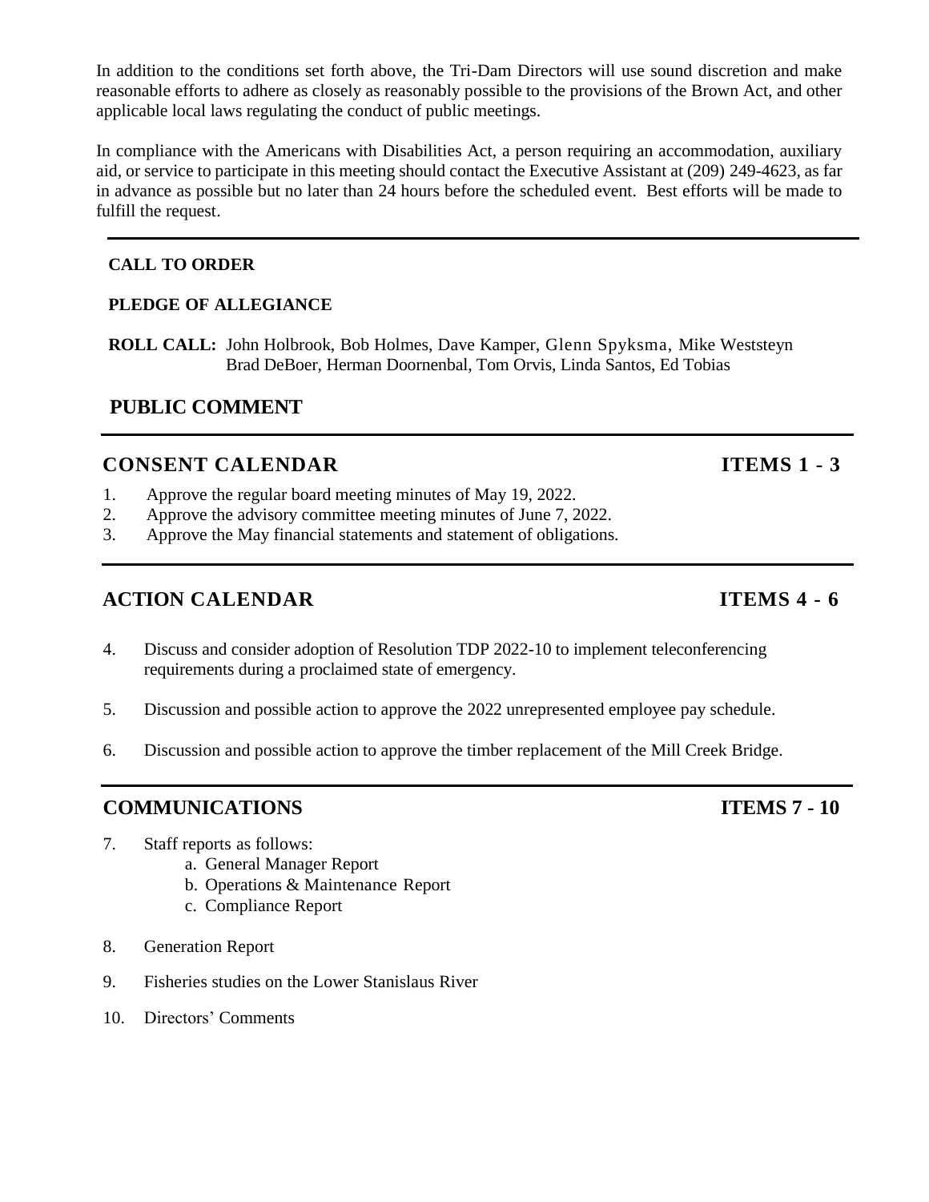In addition to the conditions set forth above, the Tri-Dam Directors will use sound discretion and make reasonable efforts to adhere as closely as reasonably possible to the provisions of the Brown Act, and other applicable local laws regulating the conduct of public meetings.

In compliance with the Americans with Disabilities Act, a person requiring an accommodation, auxiliary aid, or service to participate in this meeting should contact the Executive Assistant at (209) 249-4623, as far in advance as possible but no later than 24 hours before the scheduled event. Best efforts will be made to fulfill the request.

---

**CALL TO ORDER**

**PLEDGE OF ALLEGIANCE**

**ROLL CALL:** John Holbrook, Bob Holmes, Dave Kamper, Glenn Spyksma, Mike Weststeyn
Brad DeBoer, Herman Doornenbal, Tom Orvis, Linda Santos, Ed Tobias

## PUBLIC COMMENT

---

## CONSENT CALENDAR — ITEMS 1 - 3

1. Approve the regular board meeting minutes of May 19, 2022.
2. Approve the advisory committee meeting minutes of June 7, 2022.
3. Approve the May financial statements and statement of obligations.

---

## ACTION CALENDAR — ITEMS 4 - 6

4. Discuss and consider adoption of Resolution TDP 2022-10 to implement teleconferencing requirements during a proclaimed state of emergency.

5. Discussion and possible action to approve the 2022 unrepresented employee pay schedule.

6. Discussion and possible action to approve the timber replacement of the Mill Creek Bridge.

---

## COMMUNICATIONS — ITEMS 7 - 10

7. Staff reports as follows:
   a. General Manager Report
   b. Operations & Maintenance Report
   c. Compliance Report

8. Generation Report

9. Fisheries studies on the Lower Stanislaus River

10. Directors' Comments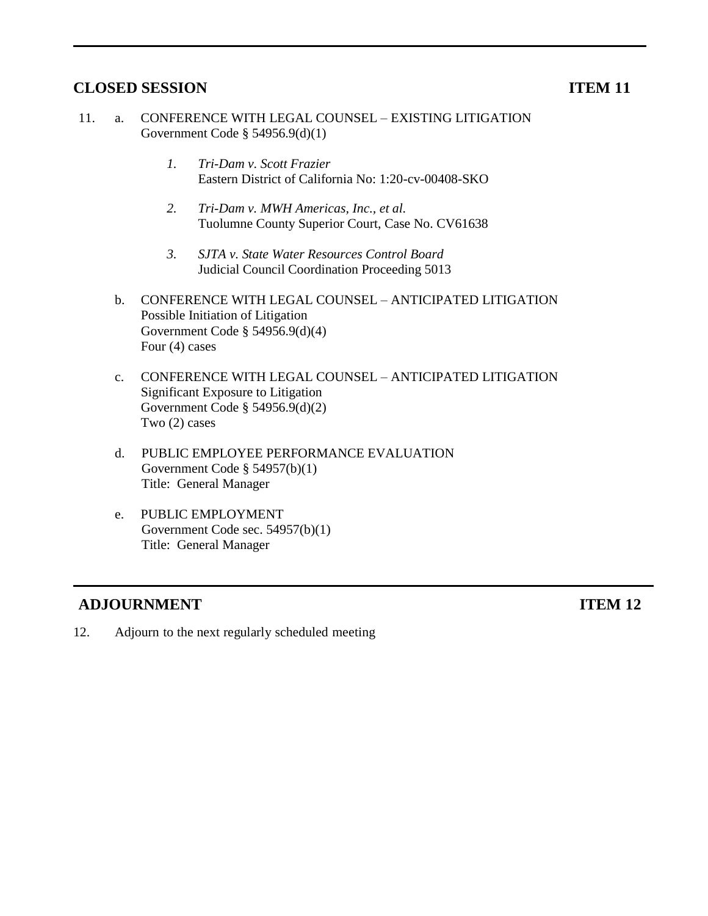## CLOSED SESSION — ITEM 11

11. a. CONFERENCE WITH LEGAL COUNSEL – EXISTING LITIGATION
    Government Code § 54956.9(d)(1)

    1. *Tri-Dam v. Scott Frazier*
       Eastern District of California No: 1:20-cv-00408-SKO

    2. *Tri-Dam v. MWH Americas, Inc., et al.*
       Tuolumne County Superior Court, Case No. CV61638

    3. *SJTA v. State Water Resources Control Board*
       Judicial Council Coordination Proceeding 5013

    b. CONFERENCE WITH LEGAL COUNSEL – ANTICIPATED LITIGATION
    Possible Initiation of Litigation
    Government Code § 54956.9(d)(4)
    Four (4) cases

    c. CONFERENCE WITH LEGAL COUNSEL – ANTICIPATED LITIGATION
    Significant Exposure to Litigation
    Government Code § 54956.9(d)(2)
    Two (2) cases

    d. PUBLIC EMPLOYEE PERFORMANCE EVALUATION
    Government Code § 54957(b)(1)
    Title: General Manager

    e. PUBLIC EMPLOYMENT
    Government Code sec. 54957(b)(1)
    Title: General Manager

## ADJOURNMENT — ITEM 12

12. Adjourn to the next regularly scheduled meeting